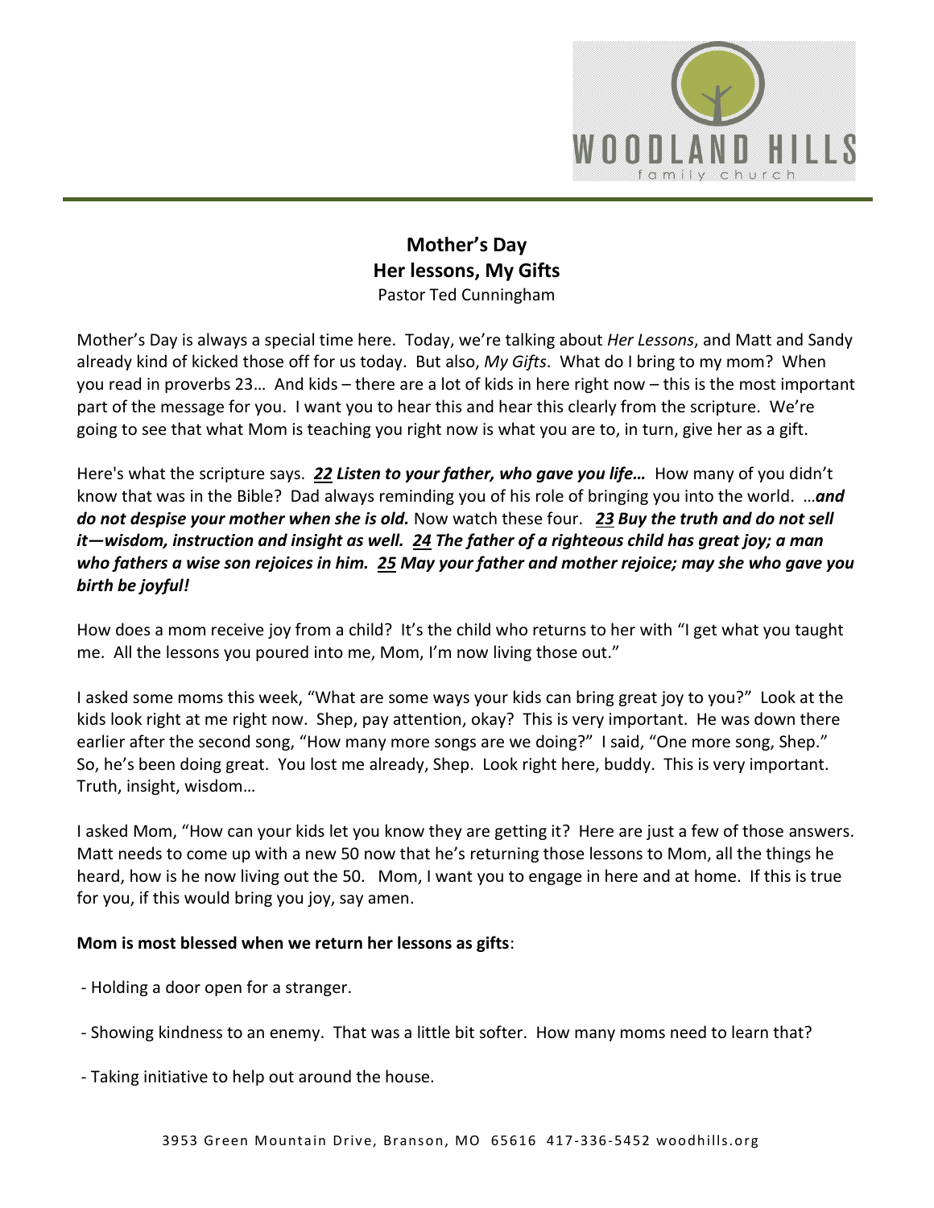# Mother's Day
## Her lessons, My Gifts
Pastor Ted Cunningham

Mother's Day is always a special time here. Today, we're talking about *Her Lessons*, and Matt and Sandy already kind of kicked those off for us today. But also, *My Gifts*. What do I bring to my mom? When you read in proverbs 23… And kids – there are a lot of kids in here right now – this is the most important part of the message for you. I want you to hear this and hear this clearly from the scripture. We're going to see that what Mom is teaching you right now is what you are to, in turn, give her as a gift.

Here's what the scripture says. ***22 Listen to your father, who gave you life…*** How many of you didn't know that was in the Bible? Dad always reminding you of his role of bringing you into the world. …***and do not despise your mother when she is old.*** Now watch these four. ***23 Buy the truth and do not sell it—wisdom, instruction and insight as well. 24 The father of a righteous child has great joy; a man who fathers a wise son rejoices in him. 25 May your father and mother rejoice; may she who gave you birth be joyful!***

How does a mom receive joy from a child? It's the child who returns to her with "I get what you taught me. All the lessons you poured into me, Mom, I'm now living those out."

I asked some moms this week, "What are some ways your kids can bring great joy to you?" Look at the kids look right at me right now. Shep, pay attention, okay? This is very important. He was down there earlier after the second song, "How many more songs are we doing?" I said, "One more song, Shep." So, he's been doing great. You lost me already, Shep. Look right here, buddy. This is very important. Truth, insight, wisdom…

I asked Mom, "How can your kids let you know they are getting it? Here are just a few of those answers. Matt needs to come up with a new 50 now that he's returning those lessons to Mom, all the things he heard, how is he now living out the 50. Mom, I want you to engage in here and at home. If this is true for you, if this would bring you joy, say amen.

**Mom is most blessed when we return her lessons as gifts**:

- Holding a door open for a stranger.
- Showing kindness to an enemy. That was a little bit softer. How many moms need to learn that?
- Taking initiative to help out around the house.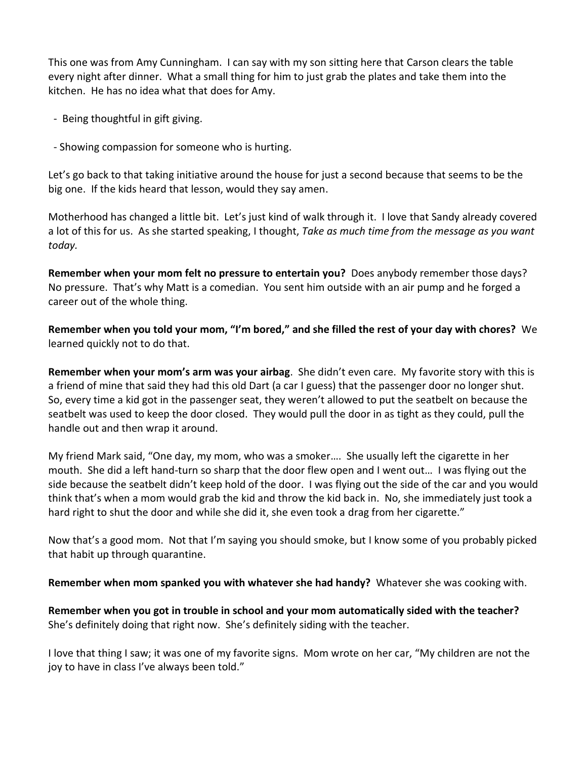This one was from Amy Cunningham. I can say with my son sitting here that Carson clears the table every night after dinner. What a small thing for him to just grab the plates and take them into the kitchen. He has no idea what that does for Amy.

- Being thoughtful in gift giving.

- Showing compassion for someone who is hurting.

Let's go back to that taking initiative around the house for just a second because that seems to be the big one. If the kids heard that lesson, would they say amen.

Motherhood has changed a little bit. Let's just kind of walk through it. I love that Sandy already covered a lot of this for us. As she started speaking, I thought, *Take as much time from the message as you want today.*

**Remember when your mom felt no pressure to entertain you?** Does anybody remember those days? No pressure. That's why Matt is a comedian. You sent him outside with an air pump and he forged a career out of the whole thing.

**Remember when you told your mom, "I'm bored," and she filled the rest of your day with chores?** We learned quickly not to do that.

**Remember when your mom's arm was your airbag**. She didn't even care. My favorite story with this is a friend of mine that said they had this old Dart (a car I guess) that the passenger door no longer shut. So, every time a kid got in the passenger seat, they weren't allowed to put the seatbelt on because the seatbelt was used to keep the door closed. They would pull the door in as tight as they could, pull the handle out and then wrap it around.

My friend Mark said, "One day, my mom, who was a smoker…. She usually left the cigarette in her mouth. She did a left hand-turn so sharp that the door flew open and I went out… I was flying out the side because the seatbelt didn't keep hold of the door. I was flying out the side of the car and you would think that's when a mom would grab the kid and throw the kid back in. No, she immediately just took a hard right to shut the door and while she did it, she even took a drag from her cigarette."

Now that's a good mom. Not that I'm saying you should smoke, but I know some of you probably picked that habit up through quarantine.

**Remember when mom spanked you with whatever she had handy?** Whatever she was cooking with.

**Remember when you got in trouble in school and your mom automatically sided with the teacher?** She's definitely doing that right now. She's definitely siding with the teacher.

I love that thing I saw; it was one of my favorite signs. Mom wrote on her car, "My children are not the joy to have in class I've always been told."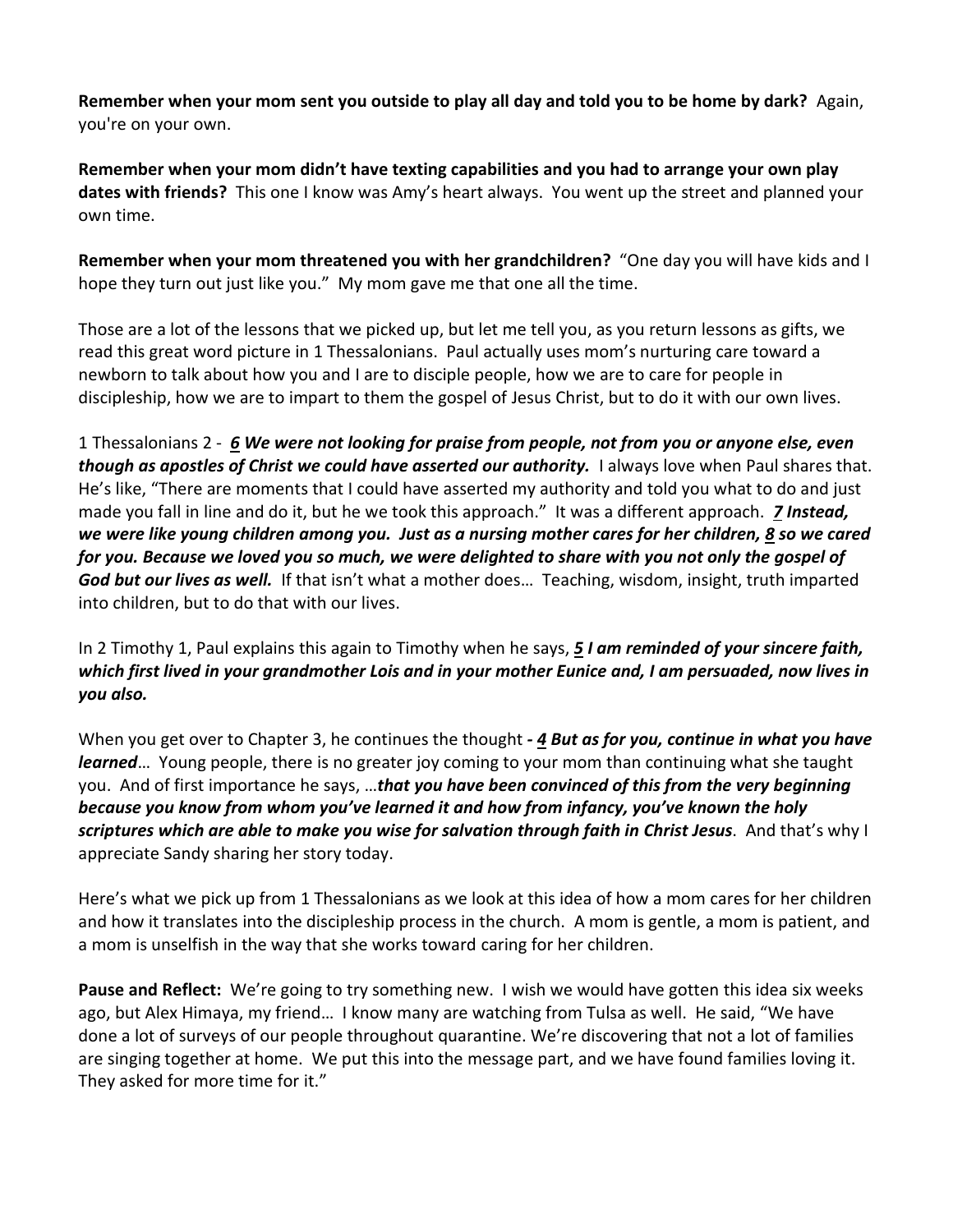**Remember when your mom sent you outside to play all day and told you to be home by dark?** Again, you're on your own.

**Remember when your mom didn't have texting capabilities and you had to arrange your own play dates with friends?** This one I know was Amy's heart always. You went up the street and planned your own time.

**Remember when your mom threatened you with her grandchildren?** "One day you will have kids and I hope they turn out just like you." My mom gave me that one all the time.

Those are a lot of the lessons that we picked up, but let me tell you, as you return lessons as gifts, we read this great word picture in 1 Thessalonians. Paul actually uses mom's nurturing care toward a newborn to talk about how you and I are to disciple people, how we are to care for people in discipleship, how we are to impart to them the gospel of Jesus Christ, but to do it with our own lives.

1 Thessalonians 2 - ***6 We were not looking for praise from people, not from you or anyone else, even though as apostles of Christ we could have asserted our authority.*** I always love when Paul shares that. He's like, "There are moments that I could have asserted my authority and told you what to do and just made you fall in line and do it, but he we took this approach." It was a different approach. ***7 Instead, we were like young children among you. Just as a nursing mother cares for her children, 8 so we cared for you. Because we loved you so much, we were delighted to share with you not only the gospel of God but our lives as well.*** If that isn't what a mother does… Teaching, wisdom, insight, truth imparted into children, but to do that with our lives.

In 2 Timothy 1, Paul explains this again to Timothy when he says, ***5 I am reminded of your sincere faith, which first lived in your grandmother Lois and in your mother Eunice and, I am persuaded, now lives in you also.***

When you get over to Chapter 3, he continues the thought ***- 4 But as for you, continue in what you have learned***… Young people, there is no greater joy coming to your mom than continuing what she taught you. And of first importance he says, …***that you have been convinced of this from the very beginning because you know from whom you've learned it and how from infancy, you've known the holy scriptures which are able to make you wise for salvation through faith in Christ Jesus***. And that's why I appreciate Sandy sharing her story today.

Here's what we pick up from 1 Thessalonians as we look at this idea of how a mom cares for her children and how it translates into the discipleship process in the church. A mom is gentle, a mom is patient, and a mom is unselfish in the way that she works toward caring for her children.

**Pause and Reflect:** We're going to try something new. I wish we would have gotten this idea six weeks ago, but Alex Himaya, my friend… I know many are watching from Tulsa as well. He said, "We have done a lot of surveys of our people throughout quarantine. We're discovering that not a lot of families are singing together at home. We put this into the message part, and we have found families loving it. They asked for more time for it."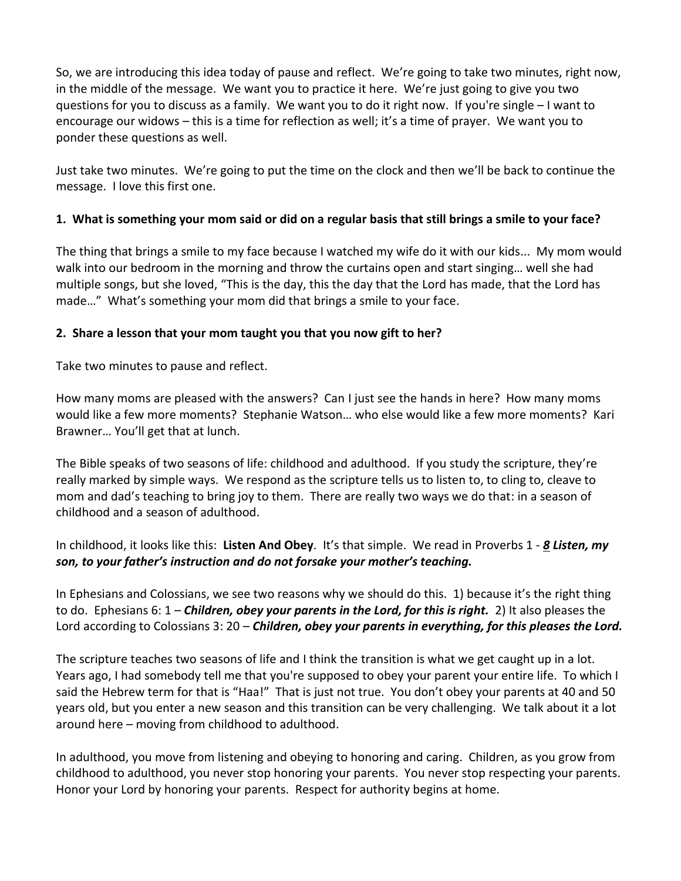So, we are introducing this idea today of pause and reflect. We're going to take two minutes, right now, in the middle of the message. We want you to practice it here. We're just going to give you two questions for you to discuss as a family. We want you to do it right now. If you're single – I want to encourage our widows – this is a time for reflection as well; it's a time of prayer. We want you to ponder these questions as well.

Just take two minutes. We're going to put the time on the clock and then we'll be back to continue the message. I love this first one.

**1. What is something your mom said or did on a regular basis that still brings a smile to your face?**

The thing that brings a smile to my face because I watched my wife do it with our kids... My mom would walk into our bedroom in the morning and throw the curtains open and start singing… well she had multiple songs, but she loved, "This is the day, this the day that the Lord has made, that the Lord has made…" What's something your mom did that brings a smile to your face.

**2. Share a lesson that your mom taught you that you now gift to her?**

Take two minutes to pause and reflect.

How many moms are pleased with the answers? Can I just see the hands in here? How many moms would like a few more moments? Stephanie Watson… who else would like a few more moments? Kari Brawner… You'll get that at lunch.

The Bible speaks of two seasons of life: childhood and adulthood. If you study the scripture, they're really marked by simple ways. We respond as the scripture tells us to listen to, to cling to, cleave to mom and dad's teaching to bring joy to them. There are really two ways we do that: in a season of childhood and a season of adulthood.

In childhood, it looks like this: **Listen And Obey**. It's that simple. We read in Proverbs 1 - ***8 Listen, my son, to your father's instruction and do not forsake your mother's teaching.***

In Ephesians and Colossians, we see two reasons why we should do this. 1) because it's the right thing to do. Ephesians 6: 1 – ***Children, obey your parents in the Lord, for this is right.*** 2) It also pleases the Lord according to Colossians 3: 20 – ***Children, obey your parents in everything, for this pleases the Lord.***

The scripture teaches two seasons of life and I think the transition is what we get caught up in a lot. Years ago, I had somebody tell me that you're supposed to obey your parent your entire life. To which I said the Hebrew term for that is "Haa!" That is just not true. You don't obey your parents at 40 and 50 years old, but you enter a new season and this transition can be very challenging. We talk about it a lot around here – moving from childhood to adulthood.

In adulthood, you move from listening and obeying to honoring and caring. Children, as you grow from childhood to adulthood, you never stop honoring your parents. You never stop respecting your parents. Honor your Lord by honoring your parents. Respect for authority begins at home.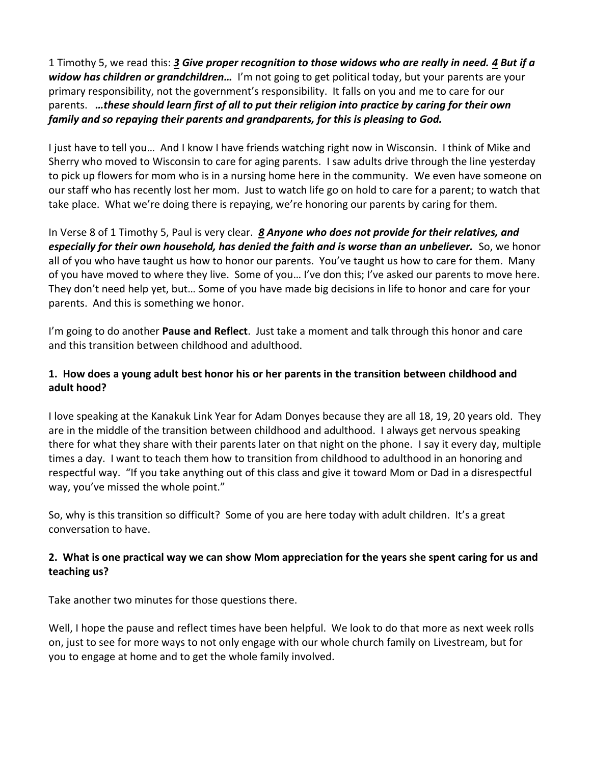1 Timothy 5, we read this: ***3** Give proper recognition to those widows who are really in need.* ***4** But if a widow has children or grandchildren…* I'm not going to get political today, but your parents are your primary responsibility, not the government's responsibility. It falls on you and me to care for our parents. ***…these should learn first of all to put their religion into practice by caring for their own family and so repaying their parents and grandparents, for this is pleasing to God.***

I just have to tell you… And I know I have friends watching right now in Wisconsin. I think of Mike and Sherry who moved to Wisconsin to care for aging parents. I saw adults drive through the line yesterday to pick up flowers for mom who is in a nursing home here in the community. We even have someone on our staff who has recently lost her mom. Just to watch life go on hold to care for a parent; to watch that take place. What we're doing there is repaying, we're honoring our parents by caring for them.

In Verse 8 of 1 Timothy 5, Paul is very clear. ***8** Anyone who does not provide for their relatives, and especially for their own household, has denied the faith and is worse than an unbeliever.* So, we honor all of you who have taught us how to honor our parents. You've taught us how to care for them. Many of you have moved to where they live. Some of you… I've don this; I've asked our parents to move here. They don't need help yet, but… Some of you have made big decisions in life to honor and care for your parents. And this is something we honor.

I'm going to do another **Pause and Reflect**. Just take a moment and talk through this honor and care and this transition between childhood and adulthood.

**1. How does a young adult best honor his or her parents in the transition between childhood and adult hood?**

I love speaking at the Kanakuk Link Year for Adam Donyes because they are all 18, 19, 20 years old. They are in the middle of the transition between childhood and adulthood. I always get nervous speaking there for what they share with their parents later on that night on the phone. I say it every day, multiple times a day. I want to teach them how to transition from childhood to adulthood in an honoring and respectful way. "If you take anything out of this class and give it toward Mom or Dad in a disrespectful way, you've missed the whole point."

So, why is this transition so difficult? Some of you are here today with adult children. It's a great conversation to have.

**2. What is one practical way we can show Mom appreciation for the years she spent caring for us and teaching us?**

Take another two minutes for those questions there.

Well, I hope the pause and reflect times have been helpful. We look to do that more as next week rolls on, just to see for more ways to not only engage with our whole church family on Livestream, but for you to engage at home and to get the whole family involved.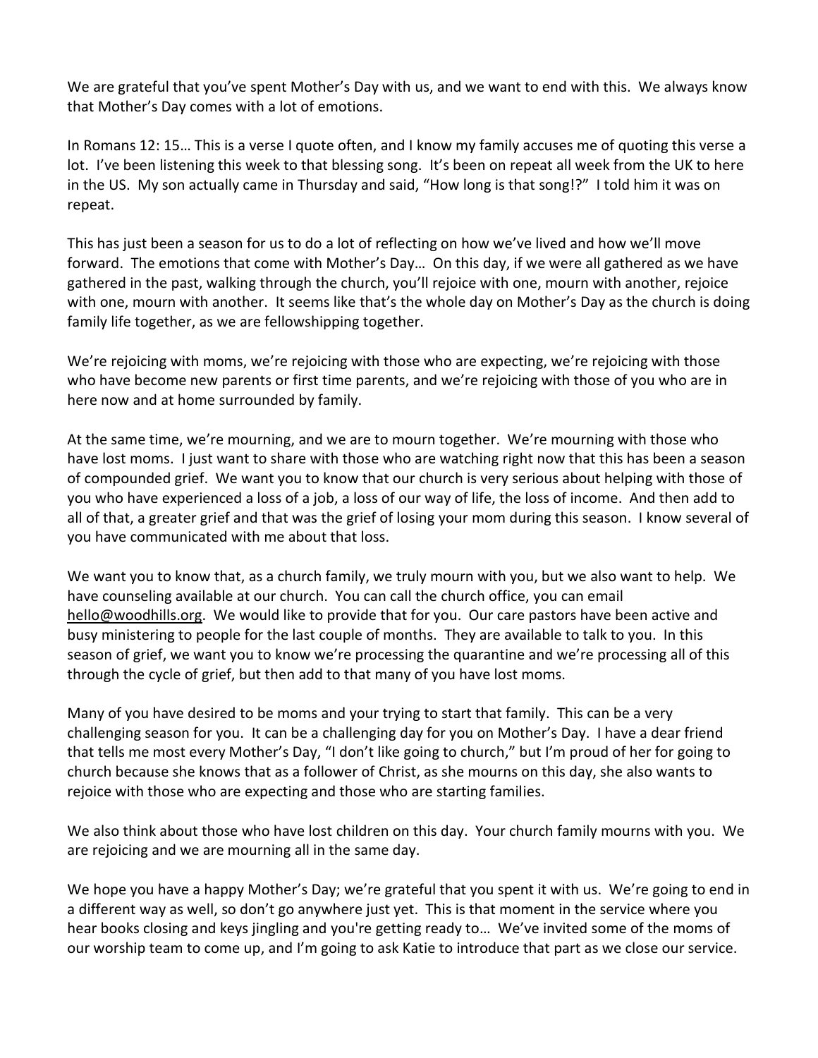We are grateful that you've spent Mother's Day with us, and we want to end with this. We always know that Mother's Day comes with a lot of emotions.

In Romans 12: 15… This is a verse I quote often, and I know my family accuses me of quoting this verse a lot. I've been listening this week to that blessing song. It's been on repeat all week from the UK to here in the US. My son actually came in Thursday and said, "How long is that song!?" I told him it was on repeat.

This has just been a season for us to do a lot of reflecting on how we've lived and how we'll move forward. The emotions that come with Mother's Day… On this day, if we were all gathered as we have gathered in the past, walking through the church, you'll rejoice with one, mourn with another, rejoice with one, mourn with another. It seems like that's the whole day on Mother's Day as the church is doing family life together, as we are fellowshipping together.

We're rejoicing with moms, we're rejoicing with those who are expecting, we're rejoicing with those who have become new parents or first time parents, and we're rejoicing with those of you who are in here now and at home surrounded by family.

At the same time, we're mourning, and we are to mourn together. We're mourning with those who have lost moms. I just want to share with those who are watching right now that this has been a season of compounded grief. We want you to know that our church is very serious about helping with those of you who have experienced a loss of a job, a loss of our way of life, the loss of income. And then add to all of that, a greater grief and that was the grief of losing your mom during this season. I know several of you have communicated with me about that loss.

We want you to know that, as a church family, we truly mourn with you, but we also want to help. We have counseling available at our church. You can call the church office, you can email hello@woodhills.org. We would like to provide that for you. Our care pastors have been active and busy ministering to people for the last couple of months. They are available to talk to you. In this season of grief, we want you to know we're processing the quarantine and we're processing all of this through the cycle of grief, but then add to that many of you have lost moms.

Many of you have desired to be moms and your trying to start that family. This can be a very challenging season for you. It can be a challenging day for you on Mother's Day. I have a dear friend that tells me most every Mother's Day, "I don't like going to church," but I'm proud of her for going to church because she knows that as a follower of Christ, as she mourns on this day, she also wants to rejoice with those who are expecting and those who are starting families.

We also think about those who have lost children on this day. Your church family mourns with you. We are rejoicing and we are mourning all in the same day.

We hope you have a happy Mother's Day; we're grateful that you spent it with us. We're going to end in a different way as well, so don't go anywhere just yet. This is that moment in the service where you hear books closing and keys jingling and you're getting ready to… We've invited some of the moms of our worship team to come up, and I'm going to ask Katie to introduce that part as we close our service.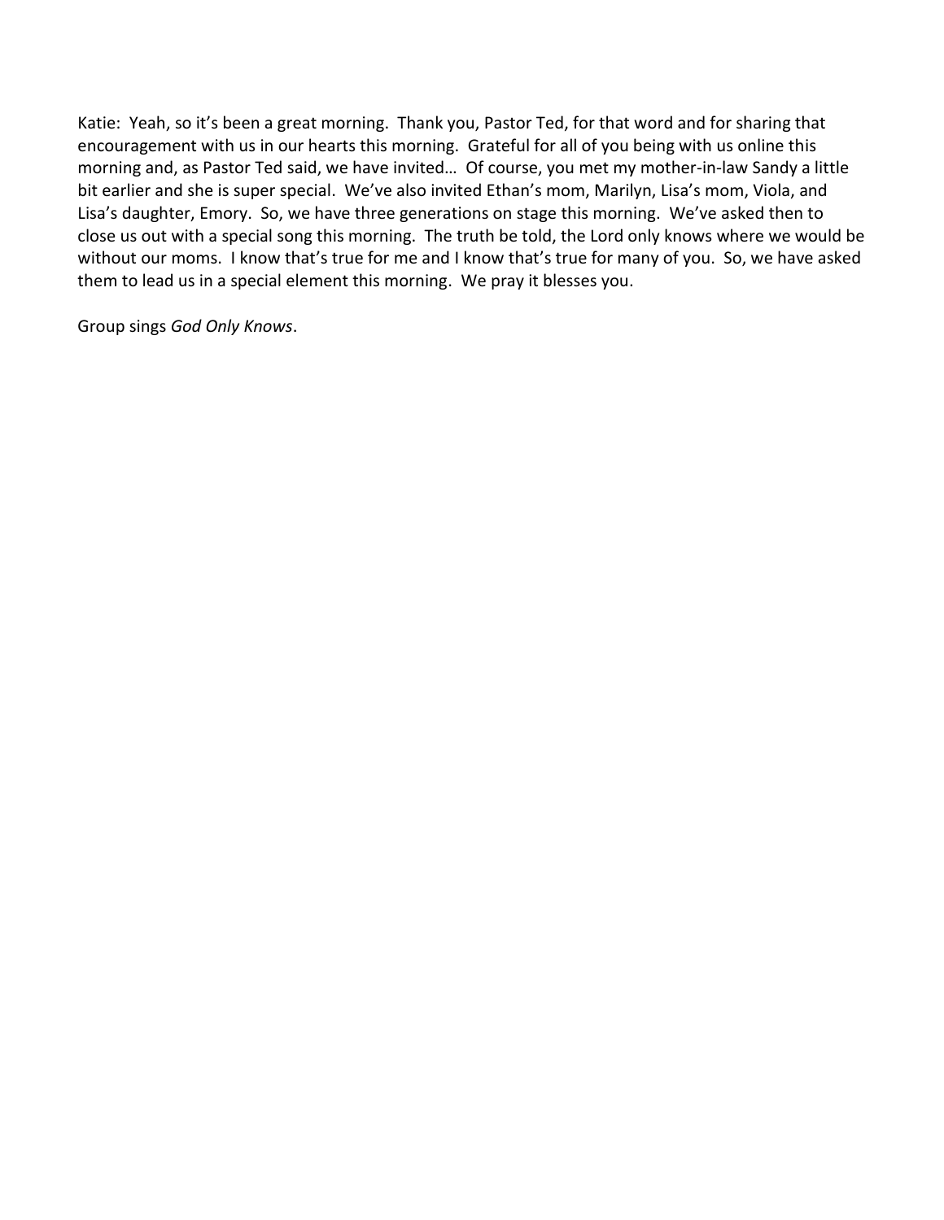Katie: Yeah, so it's been a great morning. Thank you, Pastor Ted, for that word and for sharing that encouragement with us in our hearts this morning. Grateful for all of you being with us online this morning and, as Pastor Ted said, we have invited… Of course, you met my mother-in-law Sandy a little bit earlier and she is super special. We've also invited Ethan's mom, Marilyn, Lisa's mom, Viola, and Lisa's daughter, Emory. So, we have three generations on stage this morning. We've asked then to close us out with a special song this morning. The truth be told, the Lord only knows where we would be without our moms. I know that's true for me and I know that's true for many of you. So, we have asked them to lead us in a special element this morning. We pray it blesses you.

Group sings *God Only Knows*.